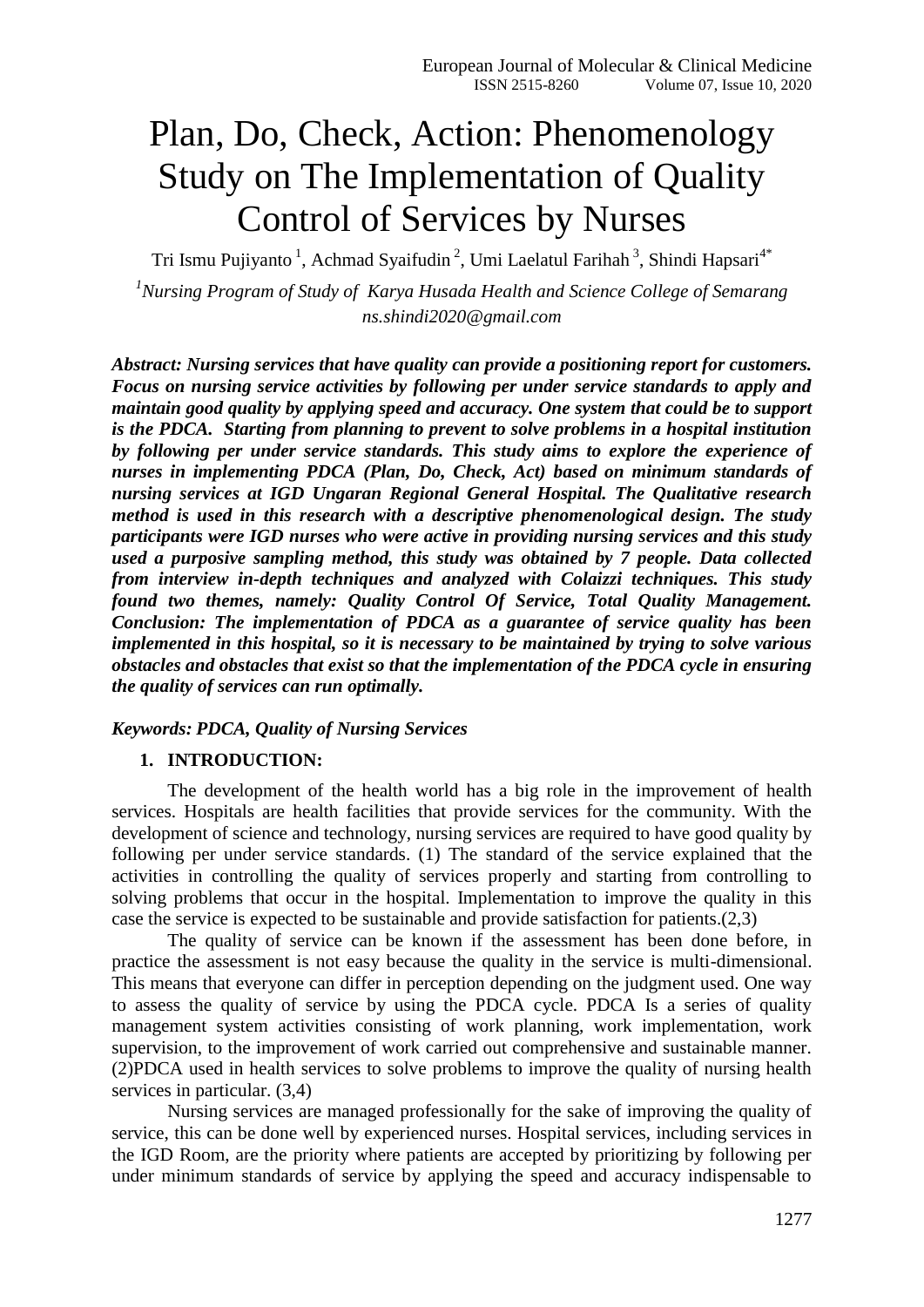# Plan, Do, Check, Action: Phenomenology Study on The Implementation of Quality Control of Services by Nurses

Tri Ismu Pujiyanto [1], Achmad Syaifudin [2], Umi Laelatul Farihah [3], Shindi Hapsari[4*]

*[1]Nursing Program of Study of Karya Husada Health and Science College of Semarang*
*ns.shindi2020@gmail.com*

***Abstract: Nursing services that have quality can provide a positioning report for customers. Focus on nursing service activities by following per under service standards to apply and maintain good quality by applying speed and accuracy. One system that could be to support is the PDCA. Starting from planning to prevent to solve problems in a hospital institution by following per under service standards. This study aims to explore the experience of nurses in implementing PDCA (Plan, Do, Check, Act) based on minimum standards of nursing services at IGD Ungaran Regional General Hospital. The Qualitative research method is used in this research with a descriptive phenomenological design. The study participants were IGD nurses who were active in providing nursing services and this study used a purposive sampling method, this study was obtained by 7 people. Data collected from interview in-depth techniques and analyzed with Colaizzi techniques. This study found two themes, namely: Quality Control Of Service, Total Quality Management. Conclusion: The implementation of PDCA as a guarantee of service quality has been implemented in this hospital, so it is necessary to be maintained by trying to solve various obstacles and obstacles that exist so that the implementation of the PDCA cycle in ensuring the quality of services can run optimally.***

***Keywords: PDCA, Quality of Nursing Services***

## 1. INTRODUCTION:

The development of the health world has a big role in the improvement of health services. Hospitals are health facilities that provide services for the community. With the development of science and technology, nursing services are required to have good quality by following per under service standards. (1) The standard of the service explained that the activities in controlling the quality of services properly and starting from controlling to solving problems that occur in the hospital. Implementation to improve the quality in this case the service is expected to be sustainable and provide satisfaction for patients.(2,3)

The quality of service can be known if the assessment has been done before, in practice the assessment is not easy because the quality in the service is multi-dimensional. This means that everyone can differ in perception depending on the judgment used. One way to assess the quality of service by using the PDCA cycle. PDCA Is a series of quality management system activities consisting of work planning, work implementation, work supervision, to the improvement of work carried out comprehensive and sustainable manner. (2)PDCA used in health services to solve problems to improve the quality of nursing health services in particular. (3,4)

Nursing services are managed professionally for the sake of improving the quality of service, this can be done well by experienced nurses. Hospital services, including services in the IGD Room, are the priority where patients are accepted by prioritizing by following per under minimum standards of service by applying the speed and accuracy indispensable to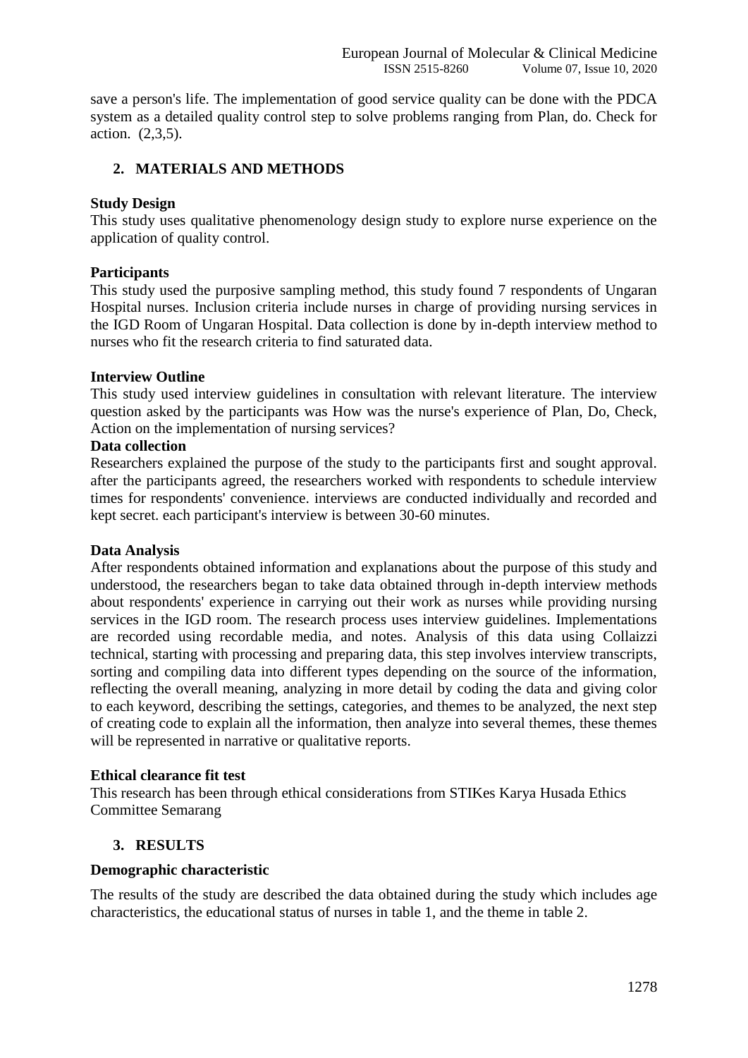save a person's life. The implementation of good service quality can be done with the PDCA system as a detailed quality control step to solve problems ranging from Plan, do. Check for action. (2,3,5).

## 2. MATERIALS AND METHODS

**Study Design**

This study uses qualitative phenomenology design study to explore nurse experience on the application of quality control.

**Participants**

This study used the purposive sampling method, this study found 7 respondents of Ungaran Hospital nurses. Inclusion criteria include nurses in charge of providing nursing services in the IGD Room of Ungaran Hospital. Data collection is done by in-depth interview method to nurses who fit the research criteria to find saturated data.

**Interview Outline**

This study used interview guidelines in consultation with relevant literature. The interview question asked by the participants was How was the nurse's experience of Plan, Do, Check, Action on the implementation of nursing services?

**Data collection**

Researchers explained the purpose of the study to the participants first and sought approval. after the participants agreed, the researchers worked with respondents to schedule interview times for respondents' convenience. interviews are conducted individually and recorded and kept secret. each participant's interview is between 30-60 minutes.

**Data Analysis**

After respondents obtained information and explanations about the purpose of this study and understood, the researchers began to take data obtained through in-depth interview methods about respondents' experience in carrying out their work as nurses while providing nursing services in the IGD room. The research process uses interview guidelines. Implementations are recorded using recordable media, and notes. Analysis of this data using Collaizzi technical, starting with processing and preparing data, this step involves interview transcripts, sorting and compiling data into different types depending on the source of the information, reflecting the overall meaning, analyzing in more detail by coding the data and giving color to each keyword, describing the settings, categories, and themes to be analyzed, the next step of creating code to explain all the information, then analyze into several themes, these themes will be represented in narrative or qualitative reports.

**Ethical clearance fit test**

This research has been through ethical considerations from STIKes Karya Husada Ethics Committee Semarang

## 3. RESULTS

**Demographic characteristic**

The results of the study are described the data obtained during the study which includes age characteristics, the educational status of nurses in table 1, and the theme in table 2.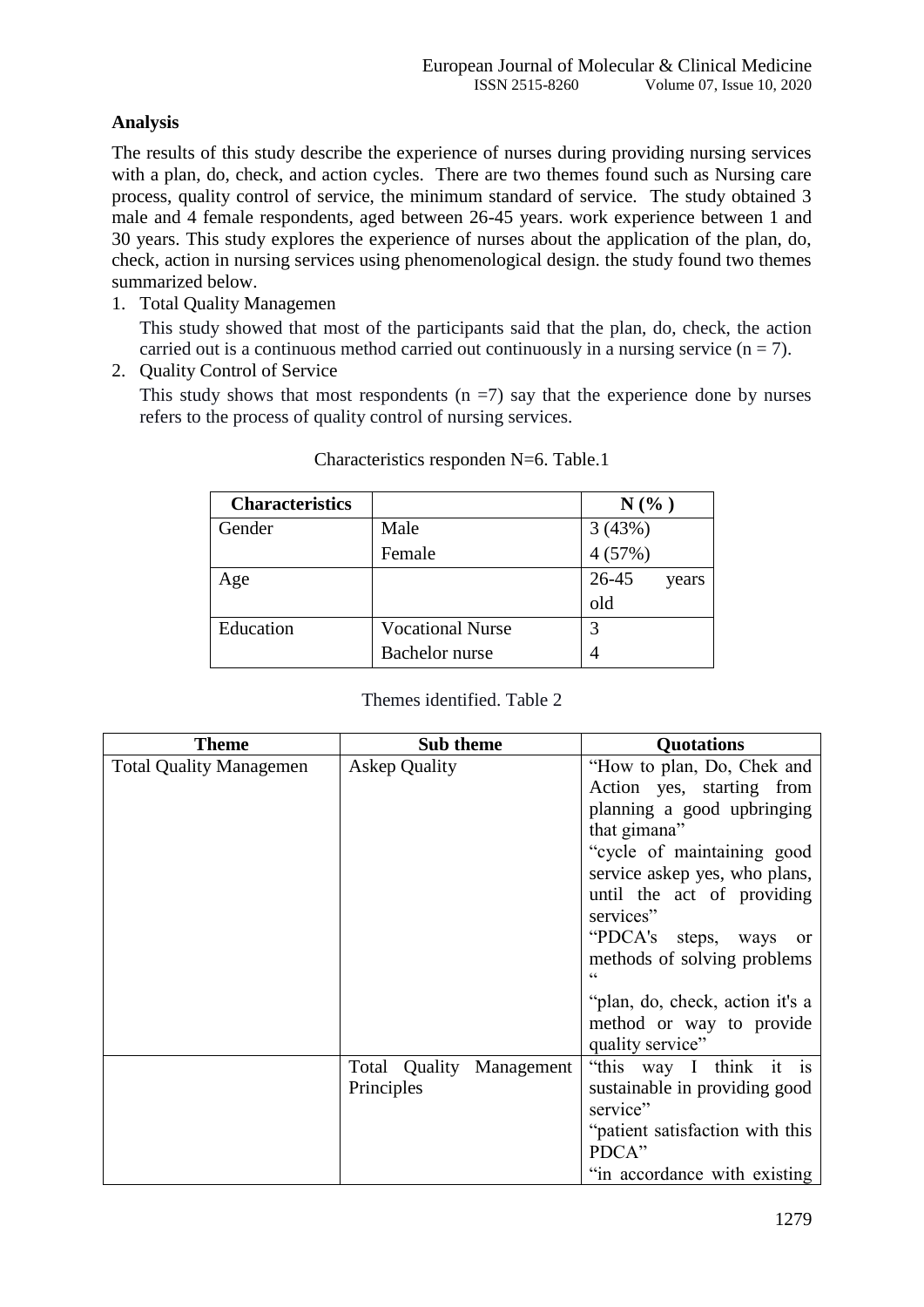### Analysis

The results of this study describe the experience of nurses during providing nursing services with a plan, do, check, and action cycles. There are two themes found such as Nursing care process, quality control of service, the minimum standard of service. The study obtained 3 male and 4 female respondents, aged between 26-45 years. work experience between 1 and 30 years. This study explores the experience of nurses about the application of the plan, do, check, action in nursing services using phenomenological design. the study found two themes summarized below.

1. Total Quality Managemen

   This study showed that most of the participants said that the plan, do, check, the action carried out is a continuous method carried out continuously in a nursing service (n = 7).

2. Quality Control of Service

   This study shows that most respondents (n =7) say that the experience done by nurses refers to the process of quality control of nursing services.

Characteristics responden N=6. Table.1

| Characteristics | | N (% ) |
|---|---|---|
| Gender | Male | 3 (43%) |
| | Female | 4 (57%) |
| Age | | 26-45 years old |
| Education | Vocational Nurse | 3 |
| | Bachelor nurse | 4 |

Themes identified. Table 2

| Theme | Sub theme | Quotations |
|---|---|---|
| Total Quality Managemen | Askep Quality | "How to plan, Do, Chek and Action yes, starting from planning a good upbringing that gimana" "cycle of maintaining good service askep yes, who plans, until the act of providing services" "PDCA's steps, ways or methods of solving problems " "plan, do, check, action it's a method or way to provide quality service" |
| | Total Quality Management Principles | "this way I think it is sustainable in providing good service" "patient satisfaction with this PDCA" "in accordance with existing |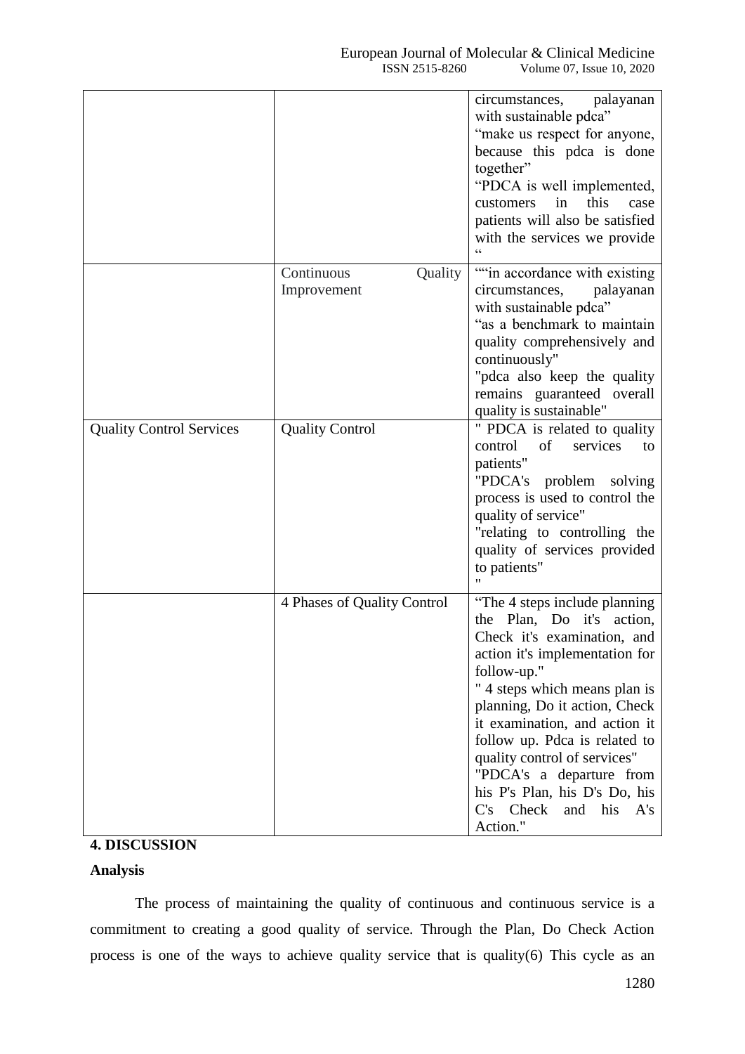| | | |
|---|---|---|
| | | circumstances, palayanan with sustainable pdca" "make us respect for anyone, because this pdca is done together" "PDCA is well implemented, customers in this case patients will also be satisfied with the services we provide " |
| | Continuous Quality Improvement | ""in accordance with existing circumstances, palayanan with sustainable pdca" "as a benchmark to maintain quality comprehensively and continuously" "pdca also keep the quality remains guaranteed overall quality is sustainable" |
| Quality Control Services | Quality Control | " PDCA is related to quality control of services to patients" "PDCA's problem solving process is used to control the quality of service" "relating to controlling the quality of services provided to patients" " |
| | 4 Phases of Quality Control | "The 4 steps include planning the Plan, Do it's action, Check it's examination, and action it's implementation for follow-up." " 4 steps which means plan is planning, Do it action, Check it examination, and action it follow up. Pdca is related to quality control of services" "PDCA's a departure from his P's Plan, his D's Do, his C's Check and his A's Action." |

## 4. DISCUSSION

### Analysis

The process of maintaining the quality of continuous and continuous service is a commitment to creating a good quality of service. Through the Plan, Do Check Action process is one of the ways to achieve quality service that is quality(6) This cycle as an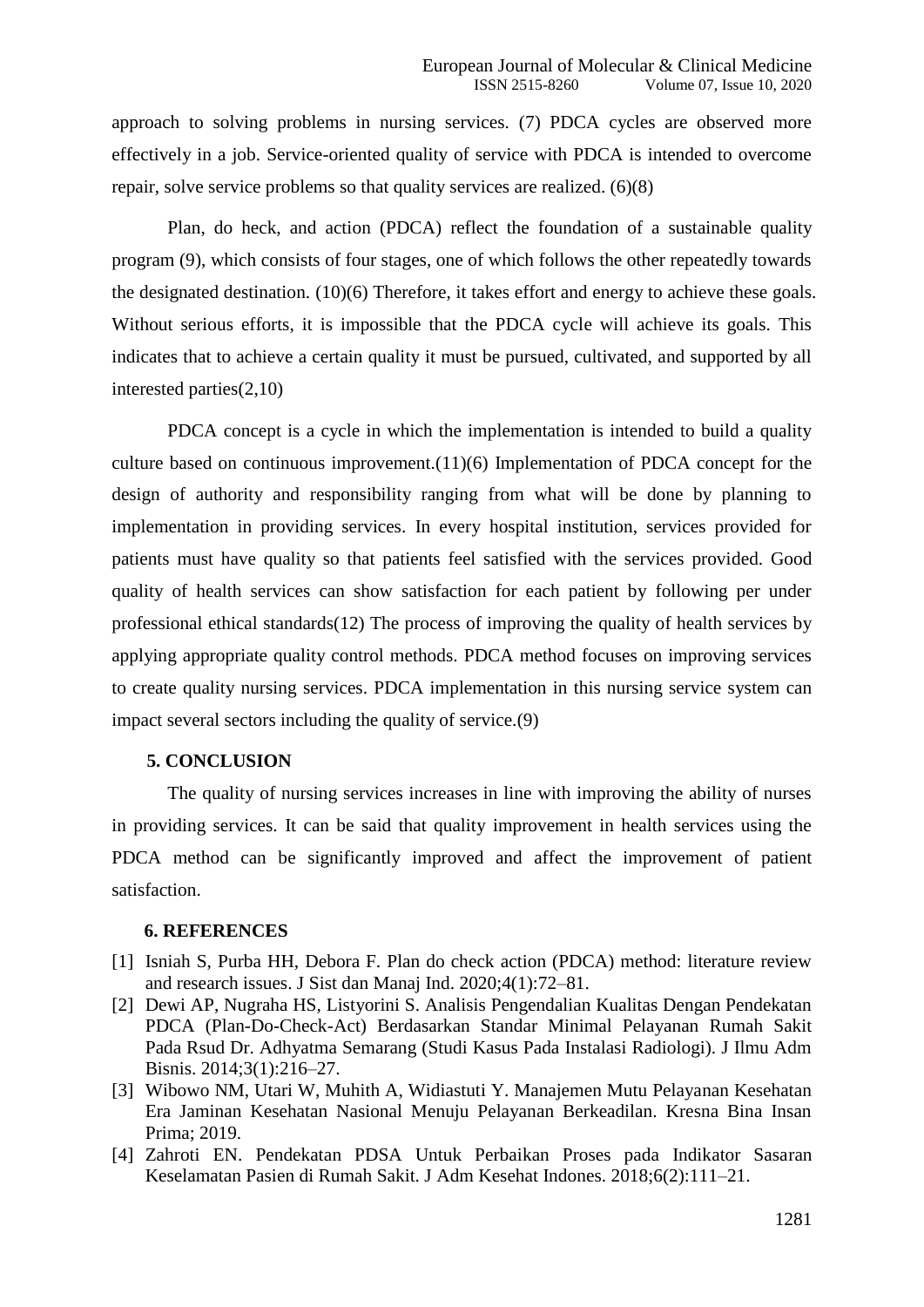approach to solving problems in nursing services. (7) PDCA cycles are observed more effectively in a job. Service-oriented quality of service with PDCA is intended to overcome repair, solve service problems so that quality services are realized. (6)(8)

Plan, do heck, and action (PDCA) reflect the foundation of a sustainable quality program (9), which consists of four stages, one of which follows the other repeatedly towards the designated destination. (10)(6) Therefore, it takes effort and energy to achieve these goals. Without serious efforts, it is impossible that the PDCA cycle will achieve its goals. This indicates that to achieve a certain quality it must be pursued, cultivated, and supported by all interested parties(2,10)

PDCA concept is a cycle in which the implementation is intended to build a quality culture based on continuous improvement.(11)(6) Implementation of PDCA concept for the design of authority and responsibility ranging from what will be done by planning to implementation in providing services. In every hospital institution, services provided for patients must have quality so that patients feel satisfied with the services provided. Good quality of health services can show satisfaction for each patient by following per under professional ethical standards(12) The process of improving the quality of health services by applying appropriate quality control methods. PDCA method focuses on improving services to create quality nursing services. PDCA implementation in this nursing service system can impact several sectors including the quality of service.(9)

## 5. CONCLUSION

The quality of nursing services increases in line with improving the ability of nurses in providing services. It can be said that quality improvement in health services using the PDCA method can be significantly improved and affect the improvement of patient satisfaction.

## 6. REFERENCES

[1] Isniah S, Purba HH, Debora F. Plan do check action (PDCA) method: literature review and research issues. J Sist dan Manaj Ind. 2020;4(1):72–81.

[2] Dewi AP, Nugraha HS, Listyorini S. Analisis Pengendalian Kualitas Dengan Pendekatan PDCA (Plan-Do-Check-Act) Berdasarkan Standar Minimal Pelayanan Rumah Sakit Pada Rsud Dr. Adhyatma Semarang (Studi Kasus Pada Instalasi Radiologi). J Ilmu Adm Bisnis. 2014;3(1):216–27.

[3] Wibowo NM, Utari W, Muhith A, Widiastuti Y. Manajemen Mutu Pelayanan Kesehatan Era Jaminan Kesehatan Nasional Menuju Pelayanan Berkeadilan. Kresna Bina Insan Prima; 2019.

[4] Zahroti EN. Pendekatan PDSA Untuk Perbaikan Proses pada Indikator Sasaran Keselamatan Pasien di Rumah Sakit. J Adm Kesehat Indones. 2018;6(2):111–21.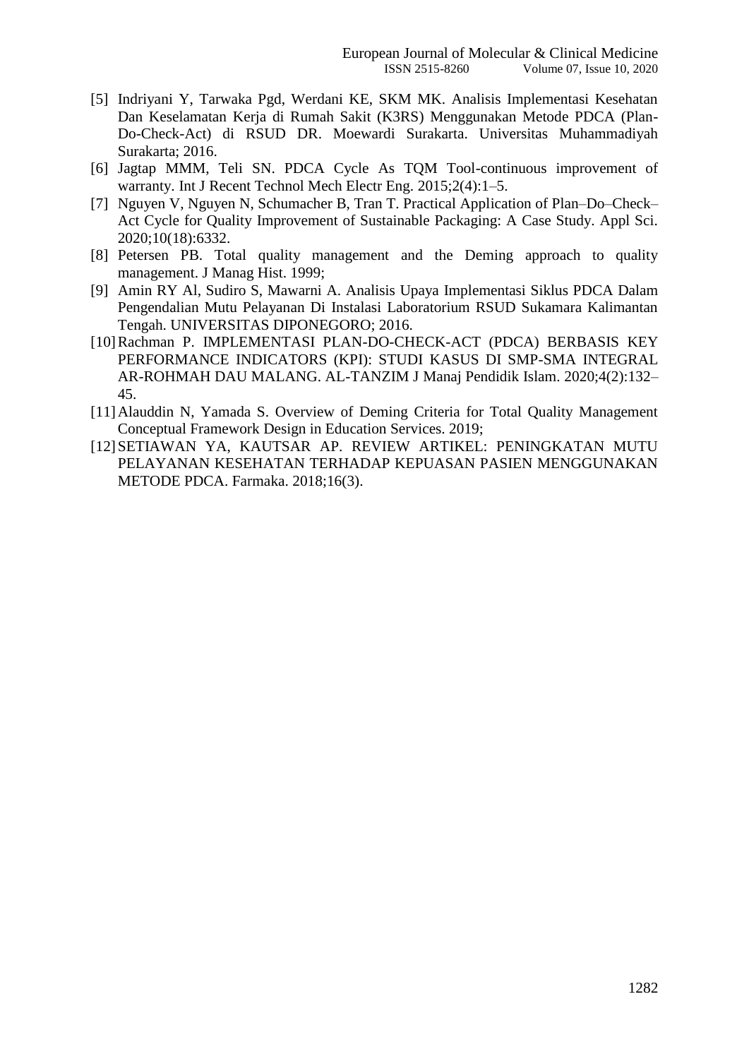[5] Indriyani Y, Tarwaka Pgd, Werdani KE, SKM MK. Analisis Implementasi Kesehatan Dan Keselamatan Kerja di Rumah Sakit (K3RS) Menggunakan Metode PDCA (Plan-Do-Check-Act) di RSUD DR. Moewardi Surakarta. Universitas Muhammadiyah Surakarta; 2016.

[6] Jagtap MMM, Teli SN. PDCA Cycle As TQM Tool-continuous improvement of warranty. Int J Recent Technol Mech Electr Eng. 2015;2(4):1–5.

[7] Nguyen V, Nguyen N, Schumacher B, Tran T. Practical Application of Plan–Do–Check–Act Cycle for Quality Improvement of Sustainable Packaging: A Case Study. Appl Sci. 2020;10(18):6332.

[8] Petersen PB. Total quality management and the Deming approach to quality management. J Manag Hist. 1999;

[9] Amin RY Al, Sudiro S, Mawarni A. Analisis Upaya Implementasi Siklus PDCA Dalam Pengendalian Mutu Pelayanan Di Instalasi Laboratorium RSUD Sukamara Kalimantan Tengah. UNIVERSITAS DIPONEGORO; 2016.

[10] Rachman P. IMPLEMENTASI PLAN-DO-CHECK-ACT (PDCA) BERBASIS KEY PERFORMANCE INDICATORS (KPI): STUDI KASUS DI SMP-SMA INTEGRAL AR-ROHMAH DAU MALANG. AL-TANZIM J Manaj Pendidik Islam. 2020;4(2):132–45.

[11] Alauddin N, Yamada S. Overview of Deming Criteria for Total Quality Management Conceptual Framework Design in Education Services. 2019;

[12] SETIAWAN YA, KAUTSAR AP. REVIEW ARTIKEL: PENINGKATAN MUTU PELAYANAN KESEHATAN TERHADAP KEPUASAN PASIEN MENGGUNAKAN METODE PDCA. Farmaka. 2018;16(3).